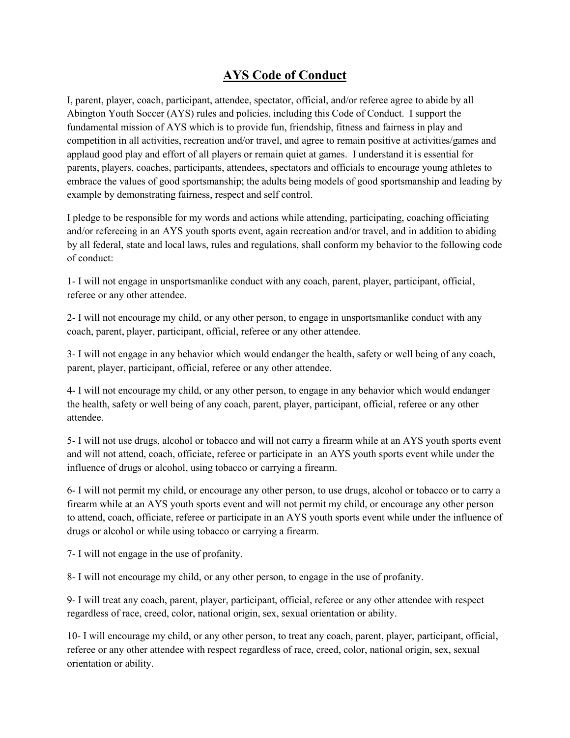# AYS Code of Conduct

I, parent, player, coach, participant, attendee, spectator, official, and/or referee agree to abide by all Abington Youth Soccer (AYS) rules and policies, including this Code of Conduct. I support the fundamental mission of AYS which is to provide fun, friendship, fitness and fairness in play and competition in all activities, recreation and/or travel, and agree to remain positive at activities/games and applaud good play and effort of all players or remain quiet at games. I understand it is essential for parents, players, coaches, participants, attendees, spectators and officials to encourage young athletes to embrace the values of good sportsmanship; the adults being models of good sportsmanship and leading by example by demonstrating fairness, respect and self control.

I pledge to be responsible for my words and actions while attending, participating, coaching officiating and/or refereeing in an AYS youth sports event, again recreation and/or travel, and in addition to abiding by all federal, state and local laws, rules and regulations, shall conform my behavior to the following code of conduct:

1- I will not engage in unsportsmanlike conduct with any coach, parent, player, participant, official, referee or any other attendee.

2- I will not encourage my child, or any other person, to engage in unsportsmanlike conduct with any coach, parent, player, participant, official, referee or any other attendee.

3- I will not engage in any behavior which would endanger the health, safety or well being of any coach, parent, player, participant, official, referee or any other attendee.

4- I will not encourage my child, or any other person, to engage in any behavior which would endanger the health, safety or well being of any coach, parent, player, participant, official, referee or any other attendee.

5- I will not use drugs, alcohol or tobacco and will not carry a firearm while at an AYS youth sports event and will not attend, coach, officiate, referee or participate in an AYS youth sports event while under the influence of drugs or alcohol, using tobacco or carrying a firearm.

6- I will not permit my child, or encourage any other person, to use drugs, alcohol or tobacco or to carry a firearm while at an AYS youth sports event and will not permit my child, or encourage any other person to attend, coach, officiate, referee or participate in an AYS youth sports event while under the influence of drugs or alcohol or while using tobacco or carrying a firearm.

7- I will not engage in the use of profanity.

8- I will not encourage my child, or any other person, to engage in the use of profanity.

9- I will treat any coach, parent, player, participant, official, referee or any other attendee with respect regardless of race, creed, color, national origin, sex, sexual orientation or ability.

10- I will encourage my child, or any other person, to treat any coach, parent, player, participant, official, referee or any other attendee with respect regardless of race, creed, color, national origin, sex, sexual orientation or ability.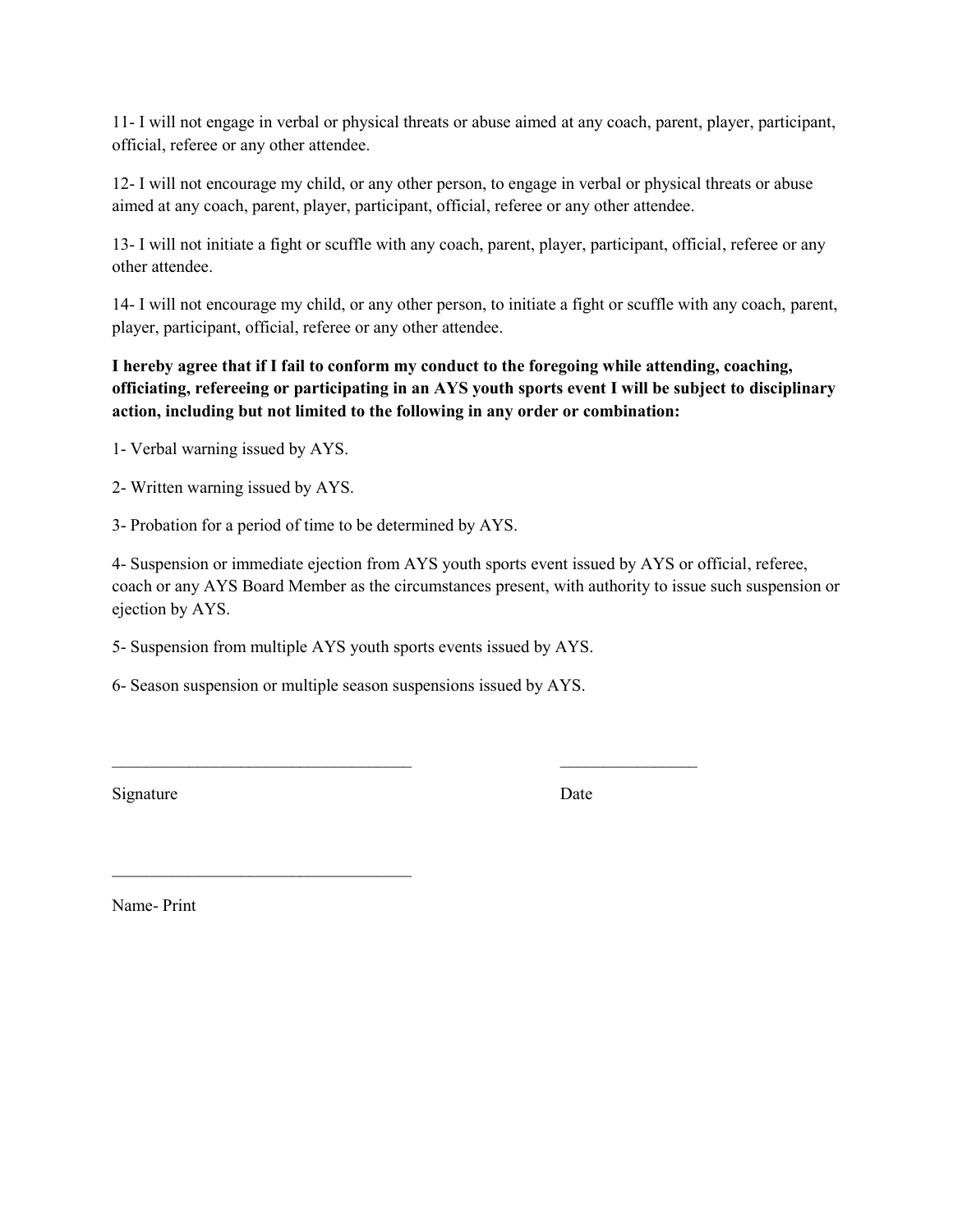11- I will not engage in verbal or physical threats or abuse aimed at any coach, parent, player, participant, official, referee or any other attendee.

12- I will not encourage my child, or any other person, to engage in verbal or physical threats or abuse aimed at any coach, parent, player, participant, official, referee or any other attendee.

13- I will not initiate a fight or scuffle with any coach, parent, player, participant, official, referee or any other attendee.

14- I will not encourage my child, or any other person, to initiate a fight or scuffle with any coach, parent, player, participant, official, referee or any other attendee.

**I hereby agree that if I fail to conform my conduct to the foregoing while attending, coaching, officiating, refereeing or participating in an AYS youth sports event I will be subject to disciplinary action, including but not limited to the following in any order or combination:**

1- Verbal warning issued by AYS.

2- Written warning issued by AYS.

3- Probation for a period of time to be determined by AYS.

4- Suspension or immediate ejection from AYS youth sports event issued by AYS or official, referee, coach or any AYS Board Member as the circumstances present, with authority to issue such suspension or ejection by AYS.

5- Suspension from multiple AYS youth sports events issued by AYS.

6- Season suspension or multiple season suspensions issued by AYS.

\_\_\_\_\_\_\_\_\_\_\_\_\_\_\_\_\_\_\_\_\_\_\_\_\_\_\_\_\_\_\_\_\_\_\_ \_\_\_\_\_\_\_\_\_\_\_\_\_\_\_\_

Signature Date

\_\_\_\_\_\_\_\_\_\_\_\_\_\_\_\_\_\_\_\_\_\_\_\_\_\_\_\_\_\_\_\_\_\_\_

Name- Print